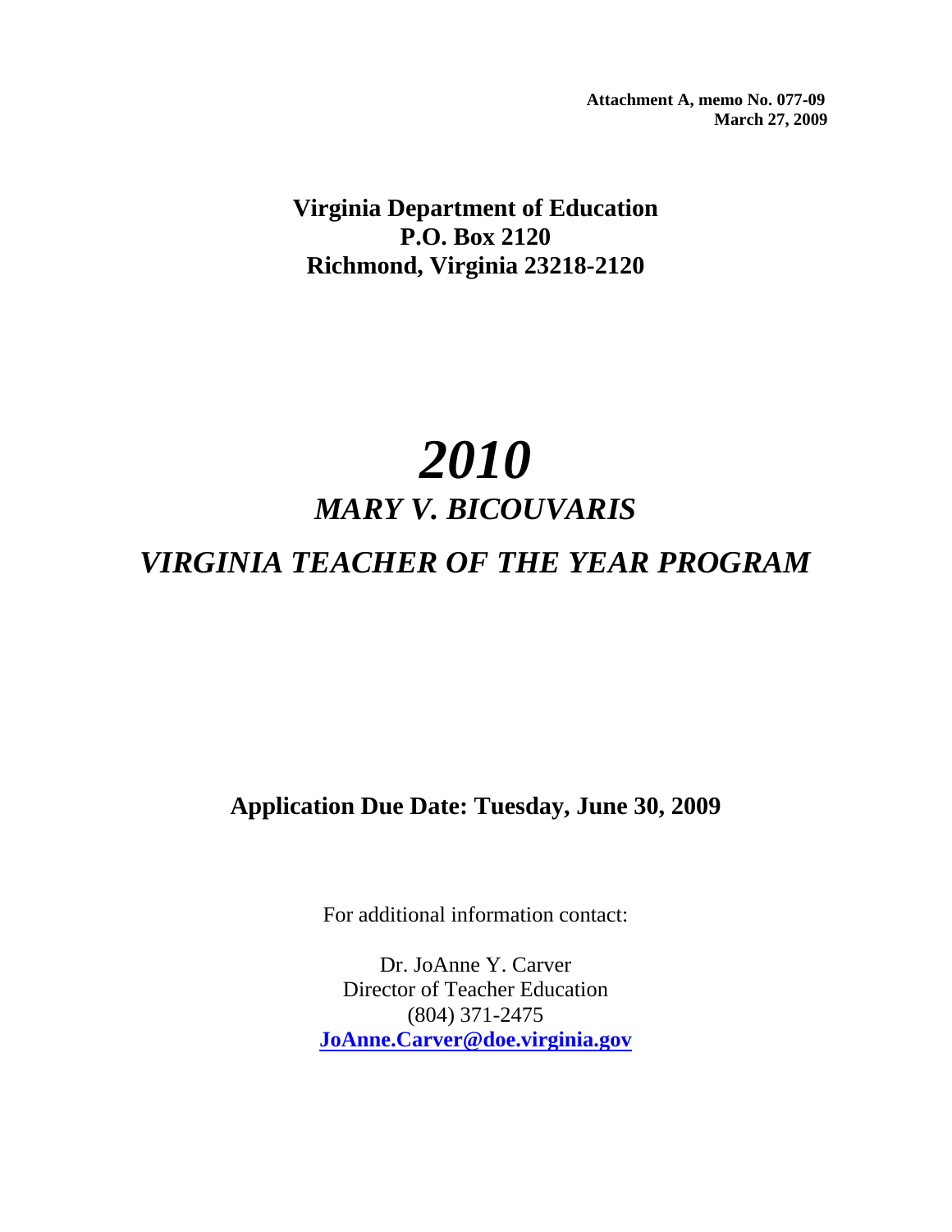**Attachment A, memo No. 077-09**
**March 27, 2009**

**Virginia Department of Education**
**P.O. Box 2120**
**Richmond, Virginia 23218-2120**

# *2010*

## *MARY V. BICOUVARIS*

## *VIRGINIA TEACHER OF THE YEAR PROGRAM*

**Application Due Date: Tuesday, June 30, 2009**

For additional information contact:

Dr. JoAnne Y. Carver
Director of Teacher Education
(804) 371-2475
**JoAnne.Carver@doe.virginia.gov**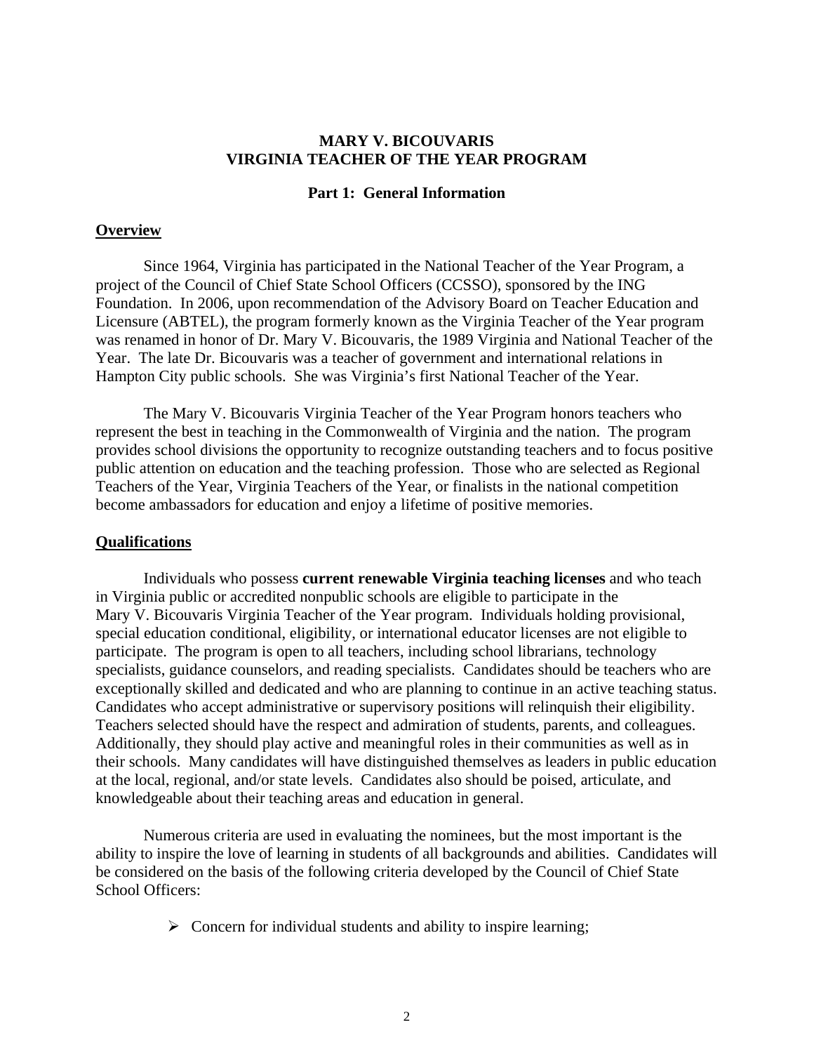# MARY V. BICOUVARIS
# VIRGINIA TEACHER OF THE YEAR PROGRAM

## Part 1: General Information

### Overview

Since 1964, Virginia has participated in the National Teacher of the Year Program, a project of the Council of Chief State School Officers (CCSSO), sponsored by the ING Foundation. In 2006, upon recommendation of the Advisory Board on Teacher Education and Licensure (ABTEL), the program formerly known as the Virginia Teacher of the Year program was renamed in honor of Dr. Mary V. Bicouvaris, the 1989 Virginia and National Teacher of the Year. The late Dr. Bicouvaris was a teacher of government and international relations in Hampton City public schools. She was Virginia's first National Teacher of the Year.

The Mary V. Bicouvaris Virginia Teacher of the Year Program honors teachers who represent the best in teaching in the Commonwealth of Virginia and the nation. The program provides school divisions the opportunity to recognize outstanding teachers and to focus positive public attention on education and the teaching profession. Those who are selected as Regional Teachers of the Year, Virginia Teachers of the Year, or finalists in the national competition become ambassadors for education and enjoy a lifetime of positive memories.

### Qualifications

Individuals who possess **current renewable Virginia teaching licenses** and who teach in Virginia public or accredited nonpublic schools are eligible to participate in the Mary V. Bicouvaris Virginia Teacher of the Year program. Individuals holding provisional, special education conditional, eligibility, or international educator licenses are not eligible to participate. The program is open to all teachers, including school librarians, technology specialists, guidance counselors, and reading specialists. Candidates should be teachers who are exceptionally skilled and dedicated and who are planning to continue in an active teaching status. Candidates who accept administrative or supervisory positions will relinquish their eligibility. Teachers selected should have the respect and admiration of students, parents, and colleagues. Additionally, they should play active and meaningful roles in their communities as well as in their schools. Many candidates will have distinguished themselves as leaders in public education at the local, regional, and/or state levels. Candidates also should be poised, articulate, and knowledgeable about their teaching areas and education in general.

Numerous criteria are used in evaluating the nominees, but the most important is the ability to inspire the love of learning in students of all backgrounds and abilities. Candidates will be considered on the basis of the following criteria developed by the Council of Chief State School Officers:

- Concern for individual students and ability to inspire learning;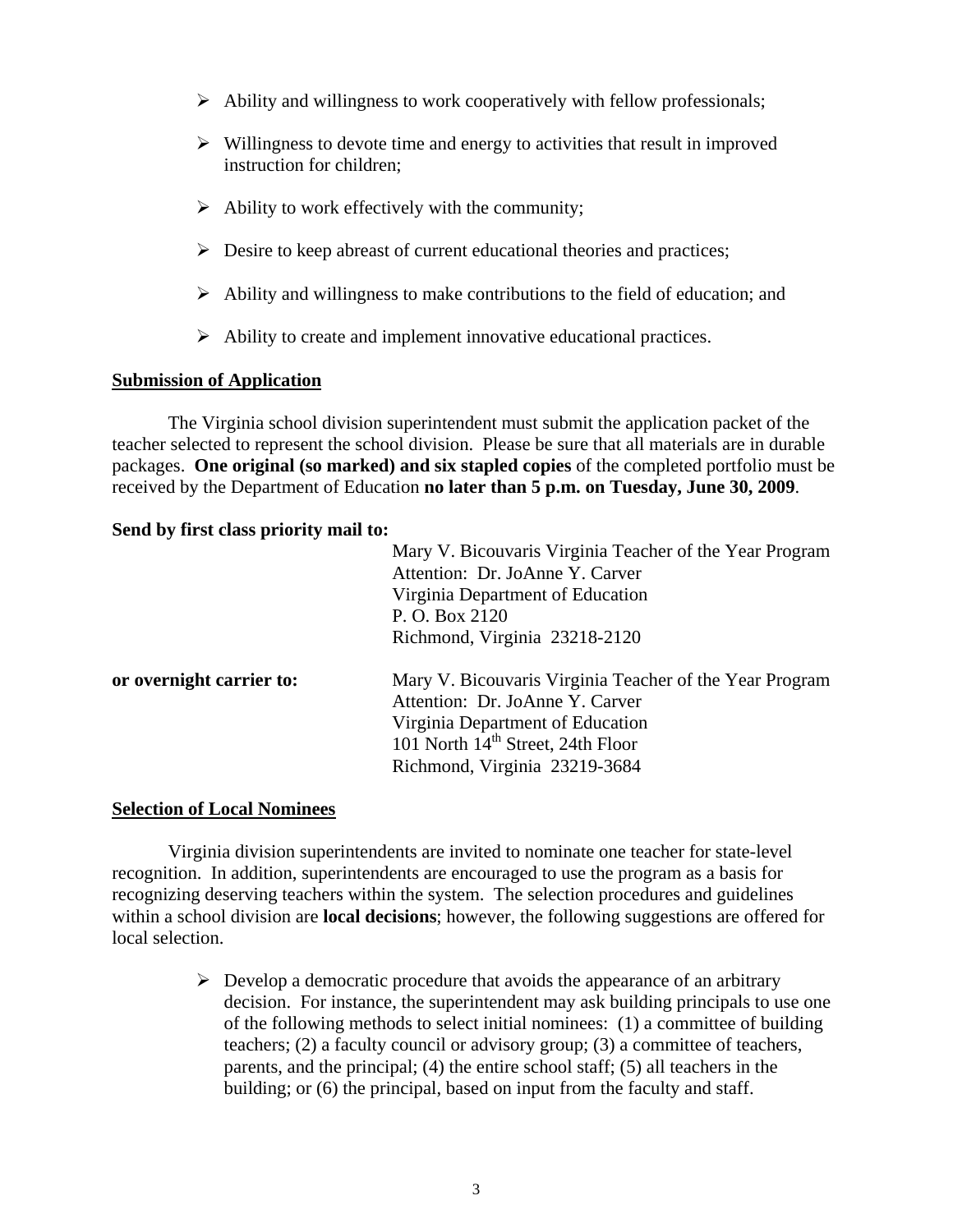- Ability and willingness to work cooperatively with fellow professionals;
- Willingness to devote time and energy to activities that result in improved instruction for children;
- Ability to work effectively with the community;
- Desire to keep abreast of current educational theories and practices;
- Ability and willingness to make contributions to the field of education; and
- Ability to create and implement innovative educational practices.

## Submission of Application

The Virginia school division superintendent must submit the application packet of the teacher selected to represent the school division. Please be sure that all materials are in durable packages. **One original (so marked) and six stapled copies** of the completed portfolio must be received by the Department of Education **no later than 5 p.m. on Tuesday, June 30, 2009**.

**Send by first class priority mail to:**

Mary V. Bicouvaris Virginia Teacher of the Year Program
Attention: Dr. JoAnne Y. Carver
Virginia Department of Education
P. O. Box 2120
Richmond, Virginia 23218-2120

**or overnight carrier to:**

Mary V. Bicouvaris Virginia Teacher of the Year Program
Attention: Dr. JoAnne Y. Carver
Virginia Department of Education
101 North 14th Street, 24th Floor
Richmond, Virginia 23219-3684

## Selection of Local Nominees

Virginia division superintendents are invited to nominate one teacher for state-level recognition. In addition, superintendents are encouraged to use the program as a basis for recognizing deserving teachers within the system. The selection procedures and guidelines within a school division are **local decisions**; however, the following suggestions are offered for local selection.

- Develop a democratic procedure that avoids the appearance of an arbitrary decision. For instance, the superintendent may ask building principals to use one of the following methods to select initial nominees: (1) a committee of building teachers; (2) a faculty council or advisory group; (3) a committee of teachers, parents, and the principal; (4) the entire school staff; (5) all teachers in the building; or (6) the principal, based on input from the faculty and staff.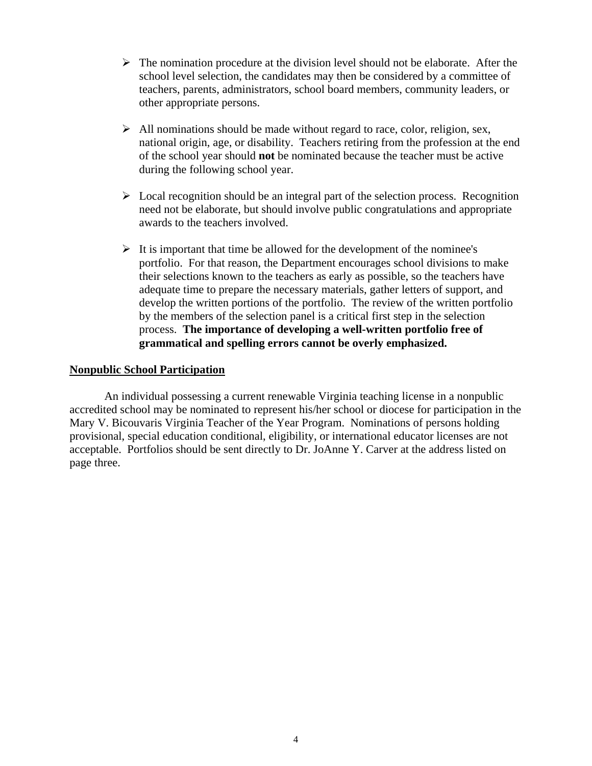- The nomination procedure at the division level should not be elaborate. After the school level selection, the candidates may then be considered by a committee of teachers, parents, administrators, school board members, community leaders, or other appropriate persons.

- All nominations should be made without regard to race, color, religion, sex, national origin, age, or disability. Teachers retiring from the profession at the end of the school year should **not** be nominated because the teacher must be active during the following school year.

- Local recognition should be an integral part of the selection process. Recognition need not be elaborate, but should involve public congratulations and appropriate awards to the teachers involved.

- It is important that time be allowed for the development of the nominee's portfolio. For that reason, the Department encourages school divisions to make their selections known to the teachers as early as possible, so the teachers have adequate time to prepare the necessary materials, gather letters of support, and develop the written portions of the portfolio. The review of the written portfolio by the members of the selection panel is a critical first step in the selection process. **The importance of developing a well-written portfolio free of grammatical and spelling errors cannot be overly emphasized.**

## Nonpublic School Participation

An individual possessing a current renewable Virginia teaching license in a nonpublic accredited school may be nominated to represent his/her school or diocese for participation in the Mary V. Bicouvaris Virginia Teacher of the Year Program. Nominations of persons holding provisional, special education conditional, eligibility, or international educator licenses are not acceptable. Portfolios should be sent directly to Dr. JoAnne Y. Carver at the address listed on page three.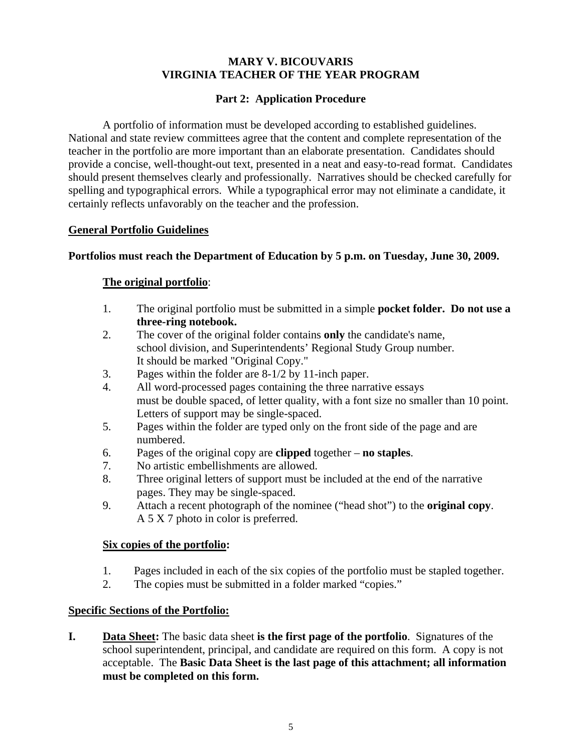# MARY V. BICOUVARIS
# VIRGINIA TEACHER OF THE YEAR PROGRAM

## Part 2: Application Procedure

A portfolio of information must be developed according to established guidelines. National and state review committees agree that the content and complete representation of the teacher in the portfolio are more important than an elaborate presentation. Candidates should provide a concise, well-thought-out text, presented in a neat and easy-to-read format. Candidates should present themselves clearly and professionally. Narratives should be checked carefully for spelling and typographical errors. While a typographical error may not eliminate a candidate, it certainly reflects unfavorably on the teacher and the profession.

### General Portfolio Guidelines

**Portfolios must reach the Department of Education by 5 p.m. on Tuesday, June 30, 2009.**

**The original portfolio**:

1. The original portfolio must be submitted in a simple **pocket folder. Do not use a three-ring notebook.**
2. The cover of the original folder contains **only** the candidate's name, school division, and Superintendents' Regional Study Group number. It should be marked "Original Copy."
3. Pages within the folder are 8-1/2 by 11-inch paper.
4. All word-processed pages containing the three narrative essays must be double spaced, of letter quality, with a font size no smaller than 10 point. Letters of support may be single-spaced.
5. Pages within the folder are typed only on the front side of the page and are numbered.
6. Pages of the original copy are **clipped** together – **no staples**.
7. No artistic embellishments are allowed.
8. Three original letters of support must be included at the end of the narrative pages. They may be single-spaced.
9. Attach a recent photograph of the nominee ("head shot") to the **original copy**. A 5 X 7 photo in color is preferred.

**Six copies of the portfolio:**

1. Pages included in each of the six copies of the portfolio must be stapled together.
2. The copies must be submitted in a folder marked "copies."

### Specific Sections of the Portfolio:

**I.** **Data Sheet:** The basic data sheet **is the first page of the portfolio**. Signatures of the school superintendent, principal, and candidate are required on this form. A copy is not acceptable. The **Basic Data Sheet is the last page of this attachment; all information must be completed on this form.**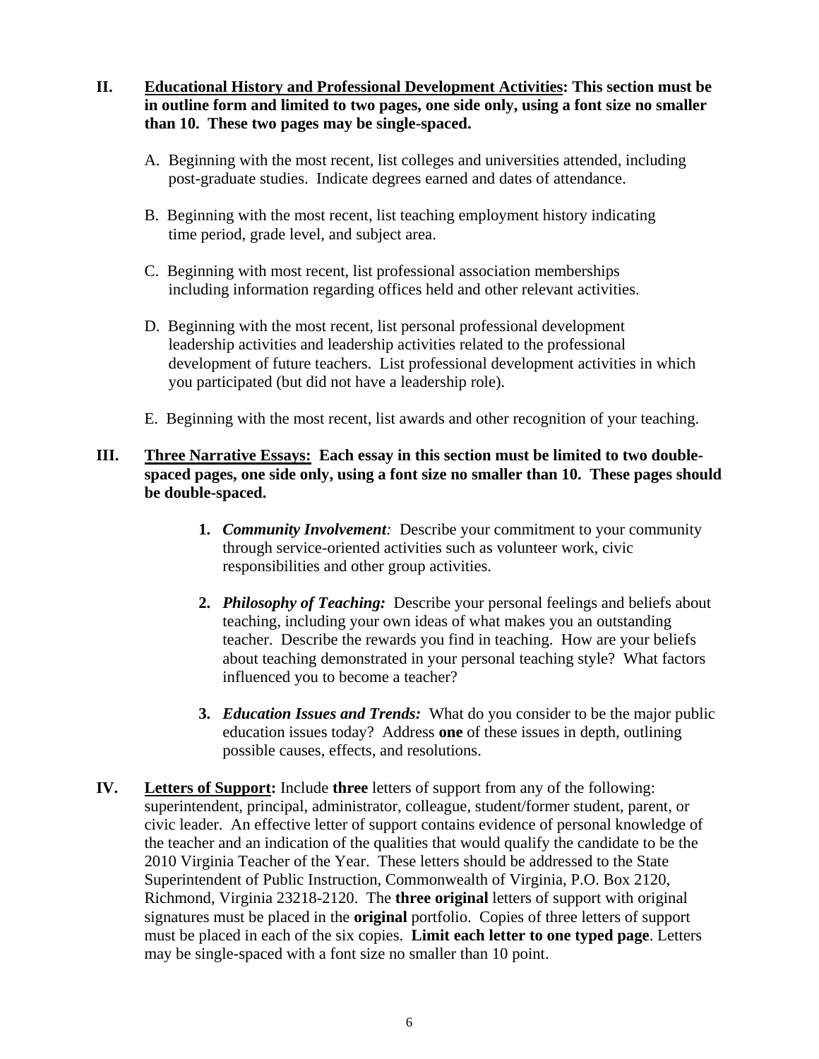**II.** **<u>Educational History and Professional Development Activities</u>: This section must be in outline form and limited to two pages, one side only, using a font size no smaller than 10. These two pages may be single-spaced.**

A. Beginning with the most recent, list colleges and universities attended, including post-graduate studies. Indicate degrees earned and dates of attendance.

B. Beginning with the most recent, list teaching employment history indicating time period, grade level, and subject area.

C. Beginning with most recent, list professional association memberships including information regarding offices held and other relevant activities.

D. Beginning with the most recent, list personal professional development leadership activities and leadership activities related to the professional development of future teachers. List professional development activities in which you participated (but did not have a leadership role).

E. Beginning with the most recent, list awards and other recognition of your teaching.

**III.** **<u>Three Narrative Essays:</u> Each essay in this section must be limited to two double-spaced pages, one side only, using a font size no smaller than 10. These pages should be double-spaced.**

1. ***Community Involvement:*** Describe your commitment to your community through service-oriented activities such as volunteer work, civic responsibilities and other group activities.

2. ***Philosophy of Teaching:*** Describe your personal feelings and beliefs about teaching, including your own ideas of what makes you an outstanding teacher. Describe the rewards you find in teaching. How are your beliefs about teaching demonstrated in your personal teaching style? What factors influenced you to become a teacher?

3. ***Education Issues and Trends:*** What do you consider to be the major public education issues today? Address **one** of these issues in depth, outlining possible causes, effects, and resolutions.

**IV.** **<u>Letters of Support</u>:** Include **three** letters of support from any of the following: superintendent, principal, administrator, colleague, student/former student, parent, or civic leader. An effective letter of support contains evidence of personal knowledge of the teacher and an indication of the qualities that would qualify the candidate to be the 2010 Virginia Teacher of the Year. These letters should be addressed to the State Superintendent of Public Instruction, Commonwealth of Virginia, P.O. Box 2120, Richmond, Virginia 23218-2120. The **three original** letters of support with original signatures must be placed in the **original** portfolio. Copies of three letters of support must be placed in each of the six copies. **Limit each letter to one typed page**. Letters may be single-spaced with a font size no smaller than 10 point.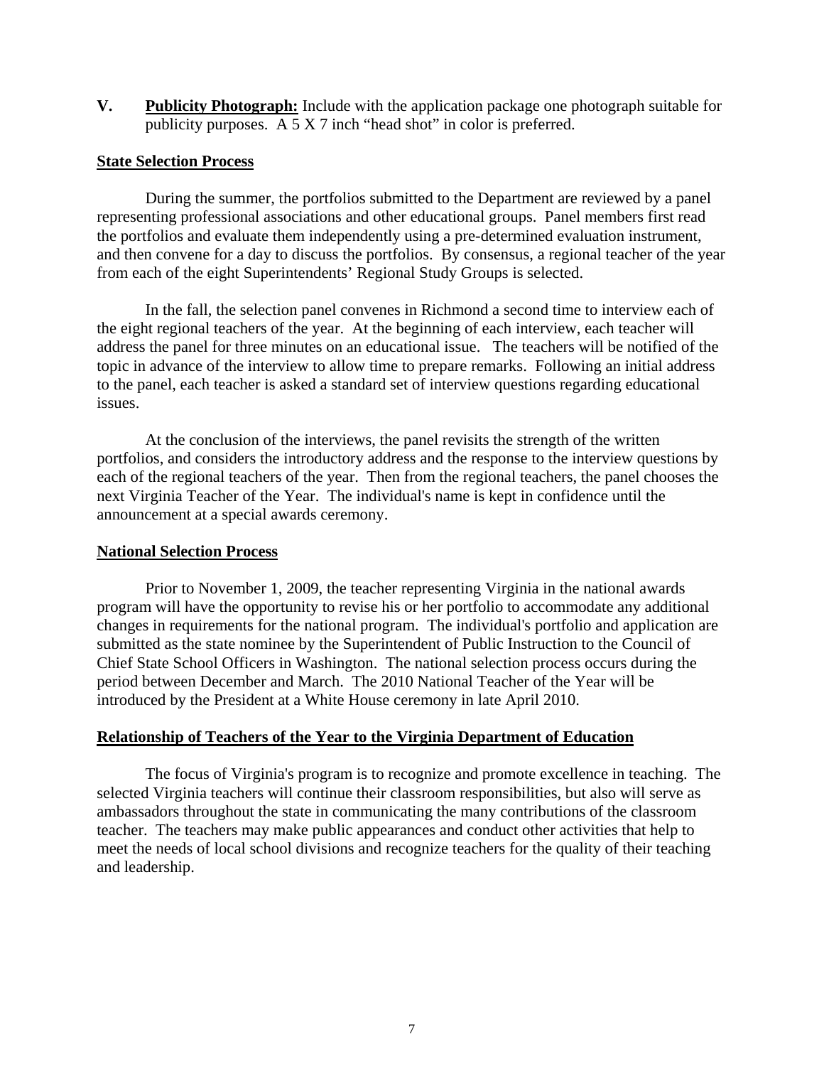**V.** **Publicity Photograph:** Include with the application package one photograph suitable for publicity purposes. A 5 X 7 inch "head shot" in color is preferred.

## State Selection Process

During the summer, the portfolios submitted to the Department are reviewed by a panel representing professional associations and other educational groups. Panel members first read the portfolios and evaluate them independently using a pre-determined evaluation instrument, and then convene for a day to discuss the portfolios. By consensus, a regional teacher of the year from each of the eight Superintendents' Regional Study Groups is selected.

In the fall, the selection panel convenes in Richmond a second time to interview each of the eight regional teachers of the year. At the beginning of each interview, each teacher will address the panel for three minutes on an educational issue. The teachers will be notified of the topic in advance of the interview to allow time to prepare remarks. Following an initial address to the panel, each teacher is asked a standard set of interview questions regarding educational issues.

At the conclusion of the interviews, the panel revisits the strength of the written portfolios, and considers the introductory address and the response to the interview questions by each of the regional teachers of the year. Then from the regional teachers, the panel chooses the next Virginia Teacher of the Year. The individual's name is kept in confidence until the announcement at a special awards ceremony.

## National Selection Process

Prior to November 1, 2009, the teacher representing Virginia in the national awards program will have the opportunity to revise his or her portfolio to accommodate any additional changes in requirements for the national program. The individual's portfolio and application are submitted as the state nominee by the Superintendent of Public Instruction to the Council of Chief State School Officers in Washington. The national selection process occurs during the period between December and March. The 2010 National Teacher of the Year will be introduced by the President at a White House ceremony in late April 2010.

## Relationship of Teachers of the Year to the Virginia Department of Education

The focus of Virginia's program is to recognize and promote excellence in teaching. The selected Virginia teachers will continue their classroom responsibilities, but also will serve as ambassadors throughout the state in communicating the many contributions of the classroom teacher. The teachers may make public appearances and conduct other activities that help to meet the needs of local school divisions and recognize teachers for the quality of their teaching and leadership.